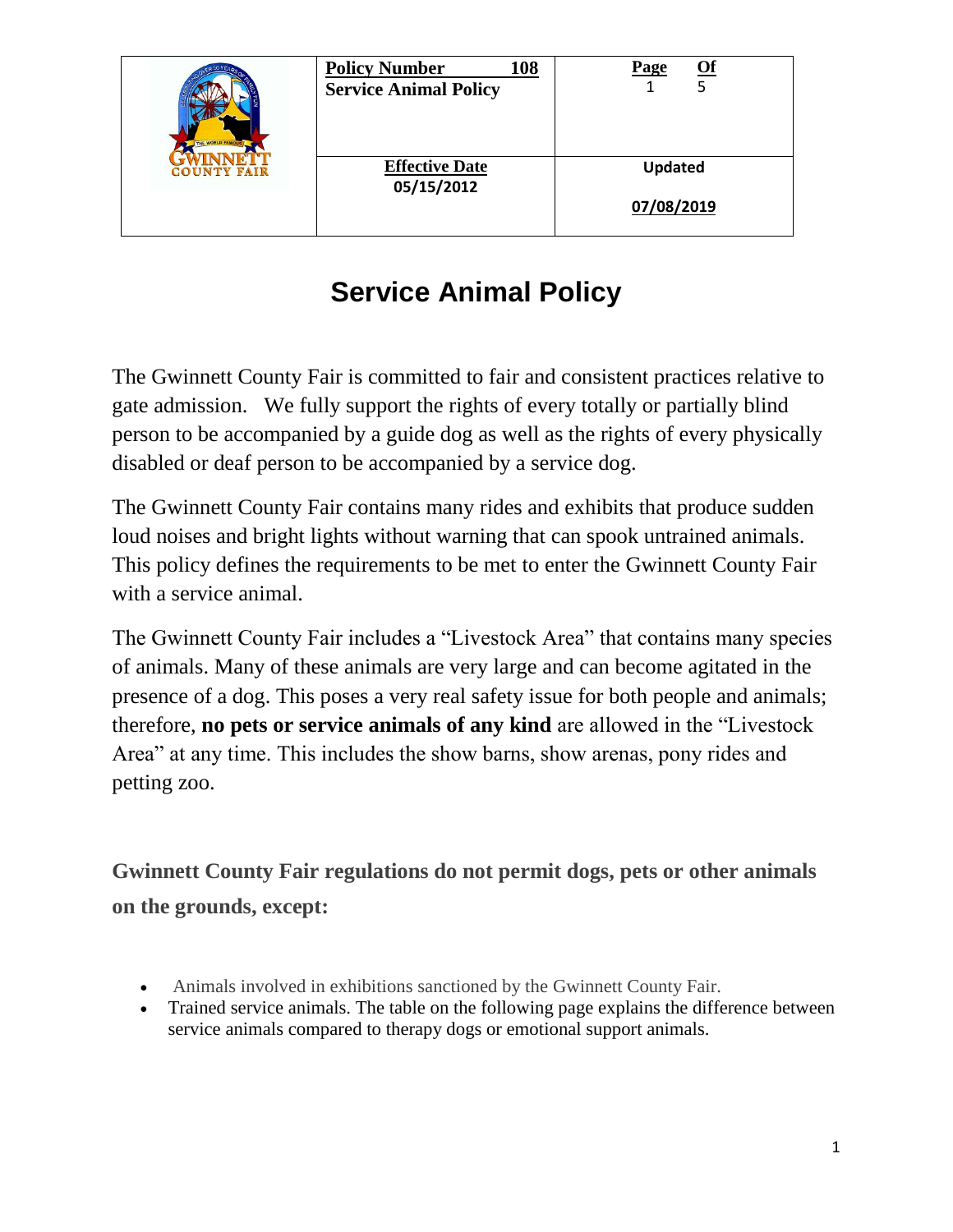| | Policy Number 108<br>Service Animal Policy | Page 1 Of 5 |
|---|---|---|
| | Effective Date<br>05/15/2012 | Updated<br>07/08/2019 |

# Service Animal Policy

The Gwinnett County Fair is committed to fair and consistent practices relative to gate admission. We fully support the rights of every totally or partially blind person to be accompanied by a guide dog as well as the rights of every physically disabled or deaf person to be accompanied by a service dog.

The Gwinnett County Fair contains many rides and exhibits that produce sudden loud noises and bright lights without warning that can spook untrained animals. This policy defines the requirements to be met to enter the Gwinnett County Fair with a service animal.

The Gwinnett County Fair includes a "Livestock Area" that contains many species of animals. Many of these animals are very large and can become agitated in the presence of a dog. This poses a very real safety issue for both people and animals; therefore, **no pets or service animals of any kind** are allowed in the "Livestock Area" at any time. This includes the show barns, show arenas, pony rides and petting zoo.

**Gwinnett County Fair regulations do not permit dogs, pets or other animals on the grounds, except:**

- Animals involved in exhibitions sanctioned by the Gwinnett County Fair.
- Trained service animals. The table on the following page explains the difference between service animals compared to therapy dogs or emotional support animals.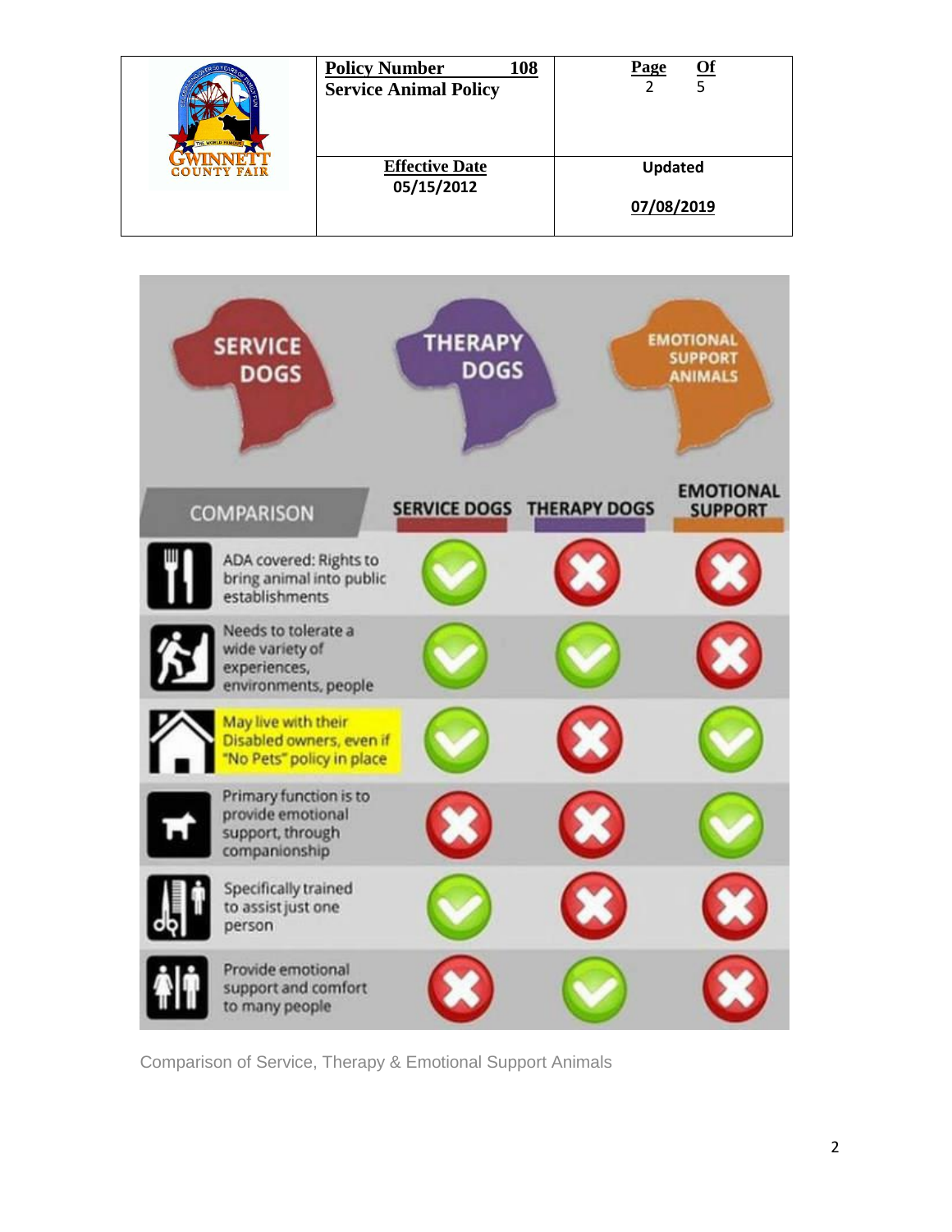| | **Policy Number** 108<br>**Service Animal Policy** | **Page** 2 **Of** 5 |
|---|---|---|
| GWINNETT COUNTY FAIR | **Effective Date**<br>05/15/2012 | **Updated**<br>07/08/2019 |

SERVICE DOGS | THERAPY DOGS | EMOTIONAL SUPPORT ANIMALS

| COMPARISON | SERVICE DOGS | THERAPY DOGS | EMOTIONAL SUPPORT |
|---|---|---|---|
| ADA covered: Rights to bring animal into public establishments | ✓ | ✗ | ✗ |
| Needs to tolerate a wide variety of experiences, environments, people | ✓ | ✓ | ✗ |
| May live with their Disabled owners, even if "No Pets" policy in place | ✓ | ✗ | ✓ |
| Primary function is to provide emotional support, through companionship | ✗ | ✗ | ✓ |
| Specifically trained to assist just one person | ✓ | ✗ | ✗ |
| Provide emotional support and comfort to many people | ✗ | ✓ | ✗ |

Comparison of Service, Therapy & Emotional Support Animals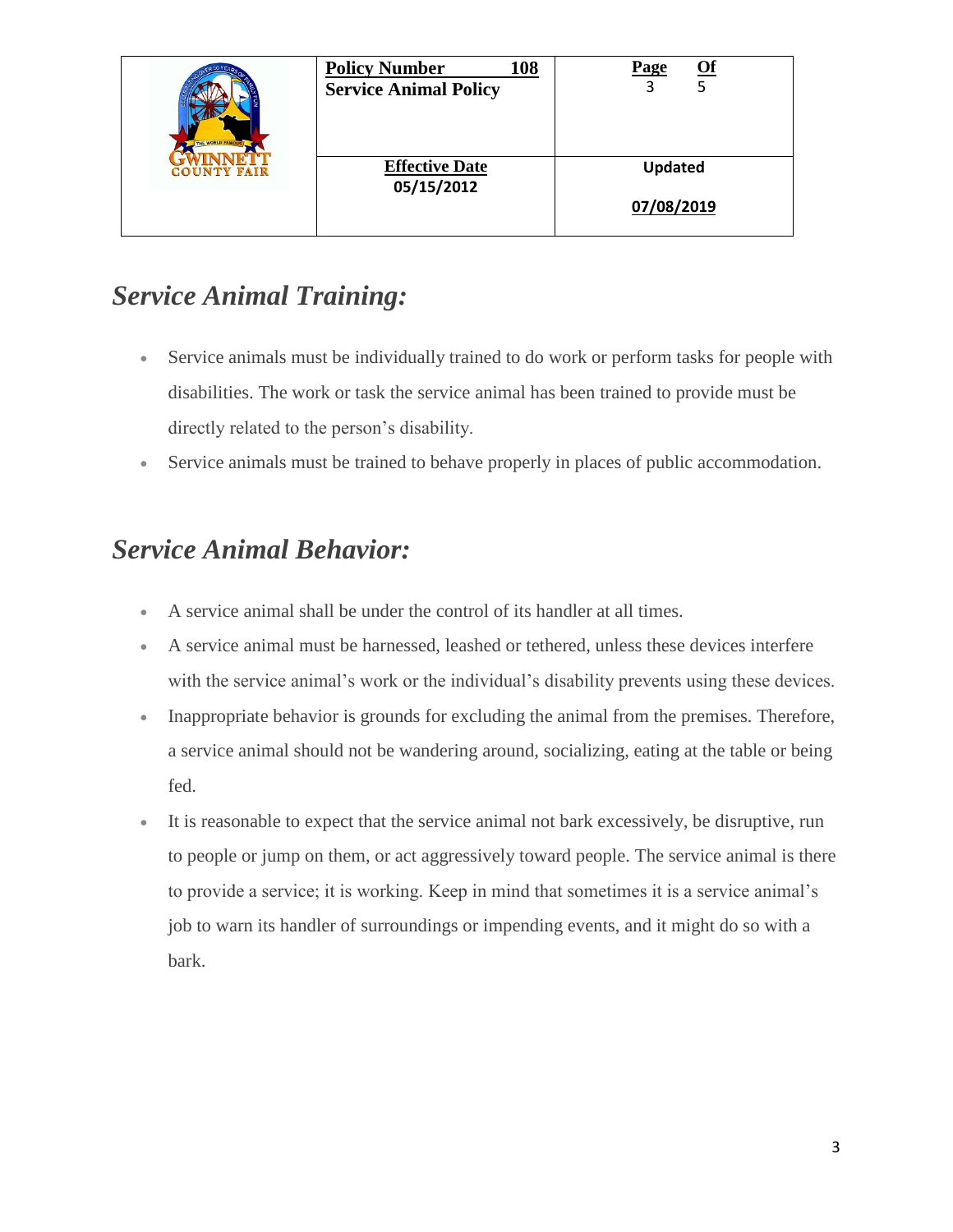## *Service Animal Training:*

- Service animals must be individually trained to do work or perform tasks for people with disabilities. The work or task the service animal has been trained to provide must be directly related to the person's disability.
- Service animals must be trained to behave properly in places of public accommodation.

## *Service Animal Behavior:*

- A service animal shall be under the control of its handler at all times.
- A service animal must be harnessed, leashed or tethered, unless these devices interfere with the service animal's work or the individual's disability prevents using these devices.
- Inappropriate behavior is grounds for excluding the animal from the premises. Therefore, a service animal should not be wandering around, socializing, eating at the table or being fed.
- It is reasonable to expect that the service animal not bark excessively, be disruptive, run to people or jump on them, or act aggressively toward people. The service animal is there to provide a service; it is working. Keep in mind that sometimes it is a service animal's job to warn its handler of surroundings or impending events, and it might do so with a bark.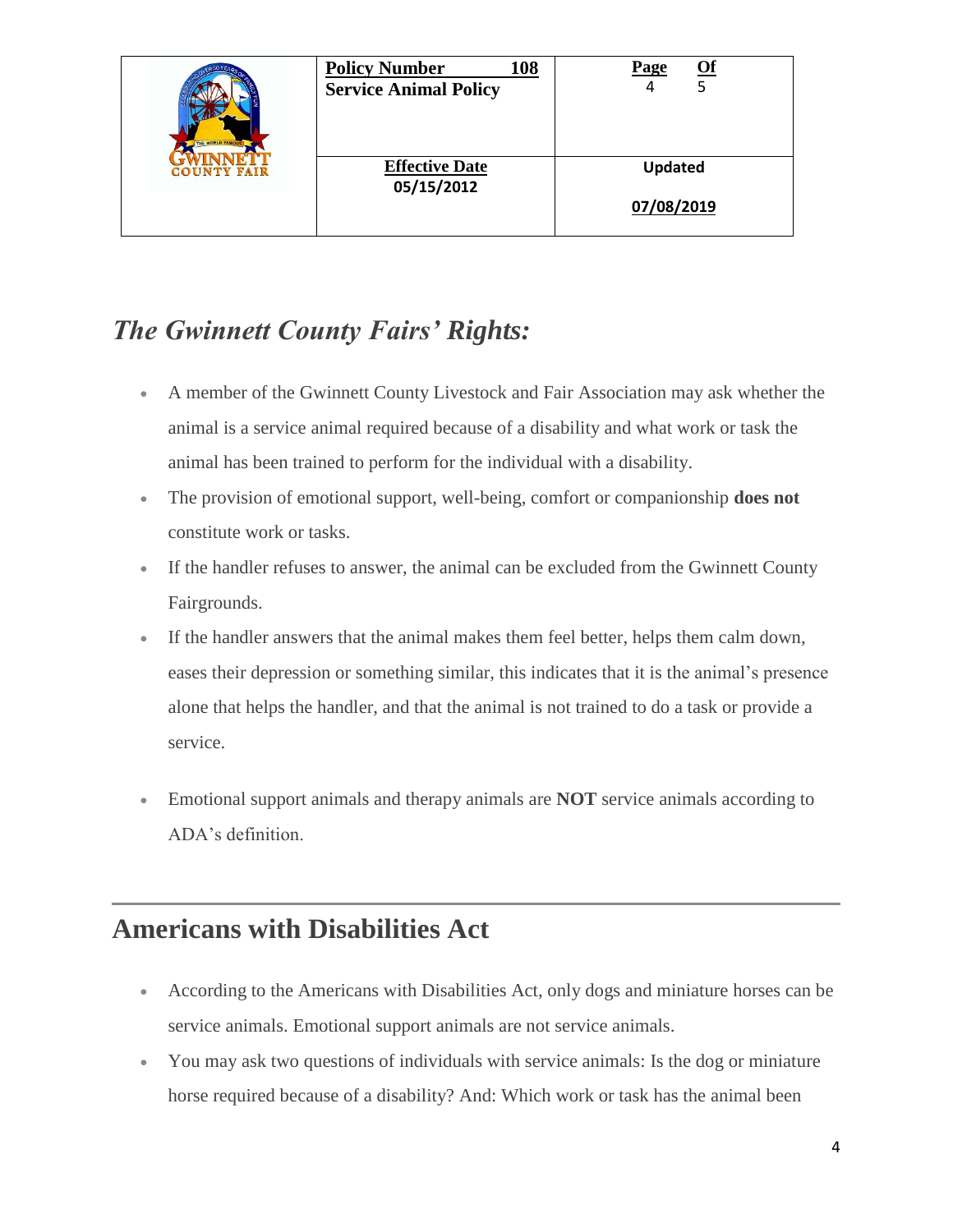## *The Gwinnett County Fairs' Rights:*

- A member of the Gwinnett County Livestock and Fair Association may ask whether the animal is a service animal required because of a disability and what work or task the animal has been trained to perform for the individual with a disability.
- The provision of emotional support, well-being, comfort or companionship **does not** constitute work or tasks.
- If the handler refuses to answer, the animal can be excluded from the Gwinnett County Fairgrounds.
- If the handler answers that the animal makes them feel better, helps them calm down, eases their depression or something similar, this indicates that it is the animal's presence alone that helps the handler, and that the animal is not trained to do a task or provide a service.
- Emotional support animals and therapy animals are **NOT** service animals according to ADA's definition.

---

## Americans with Disabilities Act

- According to the Americans with Disabilities Act, only dogs and miniature horses can be service animals. Emotional support animals are not service animals.
- You may ask two questions of individuals with service animals: Is the dog or miniature horse required because of a disability? And: Which work or task has the animal been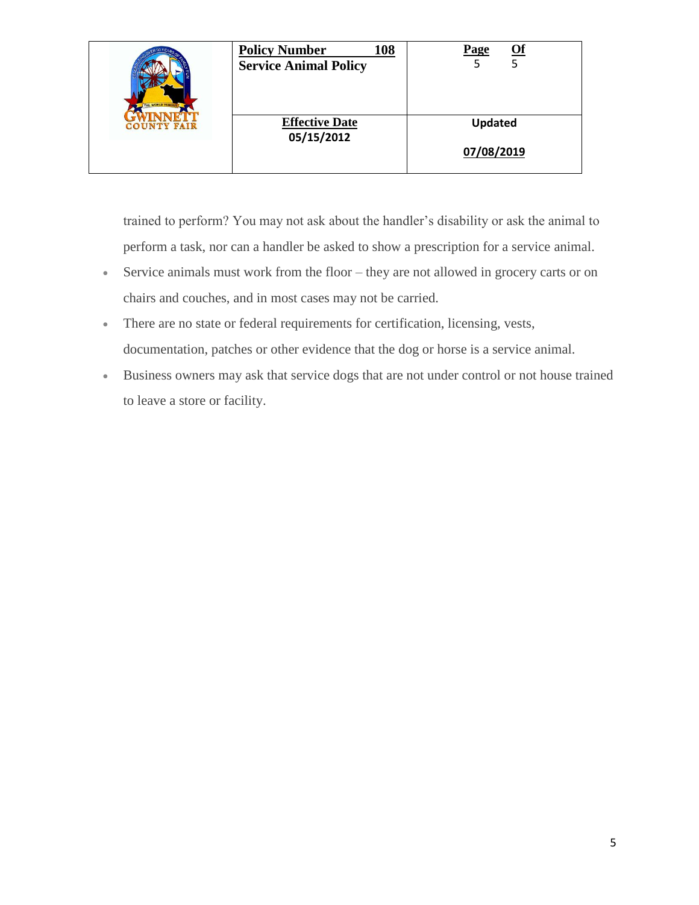trained to perform? You may not ask about the handler's disability or ask the animal to perform a task, nor can a handler be asked to show a prescription for a service animal.

- Service animals must work from the floor – they are not allowed in grocery carts or on chairs and couches, and in most cases may not be carried.
- There are no state or federal requirements for certification, licensing, vests, documentation, patches or other evidence that the dog or horse is a service animal.
- Business owners may ask that service dogs that are not under control or not house trained to leave a store or facility.